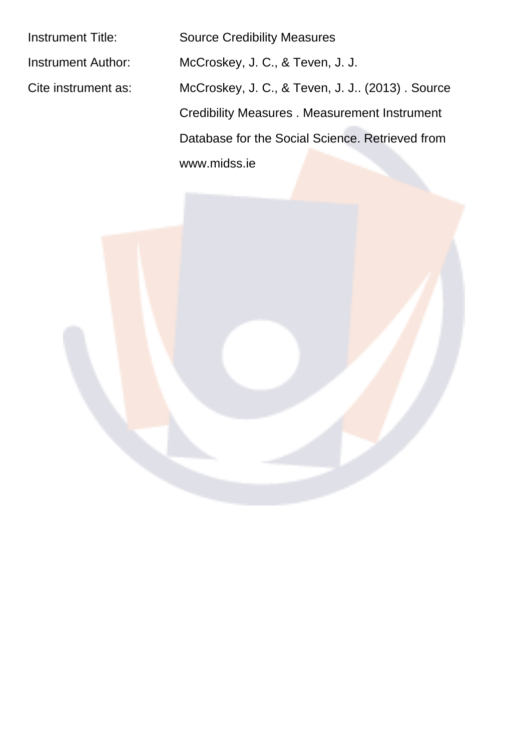Instrument Title: Source Credibility Measures

Instrument Author: McCroskey, J. C., & Teven, J. J.

Cite instrument as: McCroskey, J. C., & Teven, J. J.. (2013) . Source Credibility Measures . Measurement Instrument Database for the Social Science. Retrieved from www.midss.ie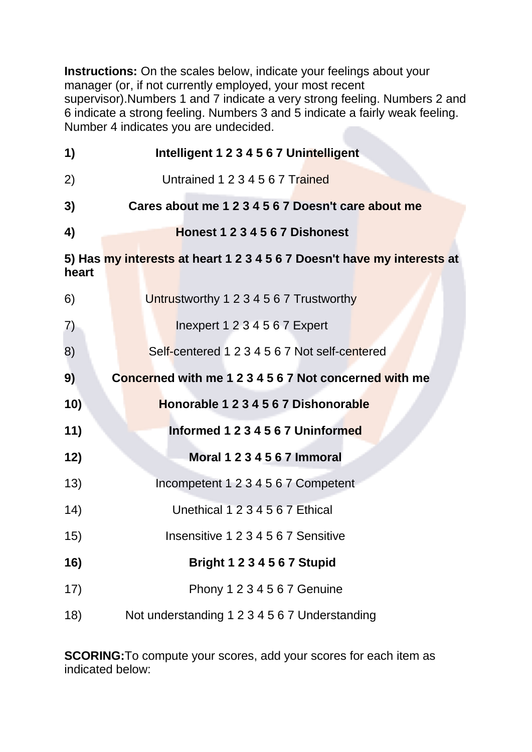**Instructions:** On the scales below, indicate your feelings about your manager (or, if not currently employed, your most recent supervisor).Numbers 1 and 7 indicate a very strong feeling. Numbers 2 and 6 indicate a strong feeling. Numbers 3 and 5 indicate a fairly weak feeling. Number 4 indicates you are undecided.

**1) Intelligent 1 2 3 4 5 6 7 Unintelligent**

2) Untrained 1 2 3 4 5 6 7 Trained

**3) Cares about me 1 2 3 4 5 6 7 Doesn't care about me**

**4) Honest 1 2 3 4 5 6 7 Dishonest**

**5) Has my interests at heart 1 2 3 4 5 6 7 Doesn't have my interests at heart**

6) Untrustworthy 1 2 3 4 5 6 7 Trustworthy

7) Inexpert 1 2 3 4 5 6 7 Expert

8) Self-centered 1 2 3 4 5 6 7 Not self-centered

**9) Concerned with me 1 2 3 4 5 6 7 Not concerned with me**

**10) Honorable 1 2 3 4 5 6 7 Dishonorable**

**11) Informed 1 2 3 4 5 6 7 Uninformed**

**12) Moral 1 2 3 4 5 6 7 Immoral**

13) Incompetent 1 2 3 4 5 6 7 Competent

14) Unethical 1 2 3 4 5 6 7 Ethical

15) Insensitive 1 2 3 4 5 6 7 Sensitive

**16) Bright 1 2 3 4 5 6 7 Stupid**

17) Phony 1 2 3 4 5 6 7 Genuine

18) Not understanding 1 2 3 4 5 6 7 Understanding

**SCORING:** To compute your scores, add your scores for each item as indicated below: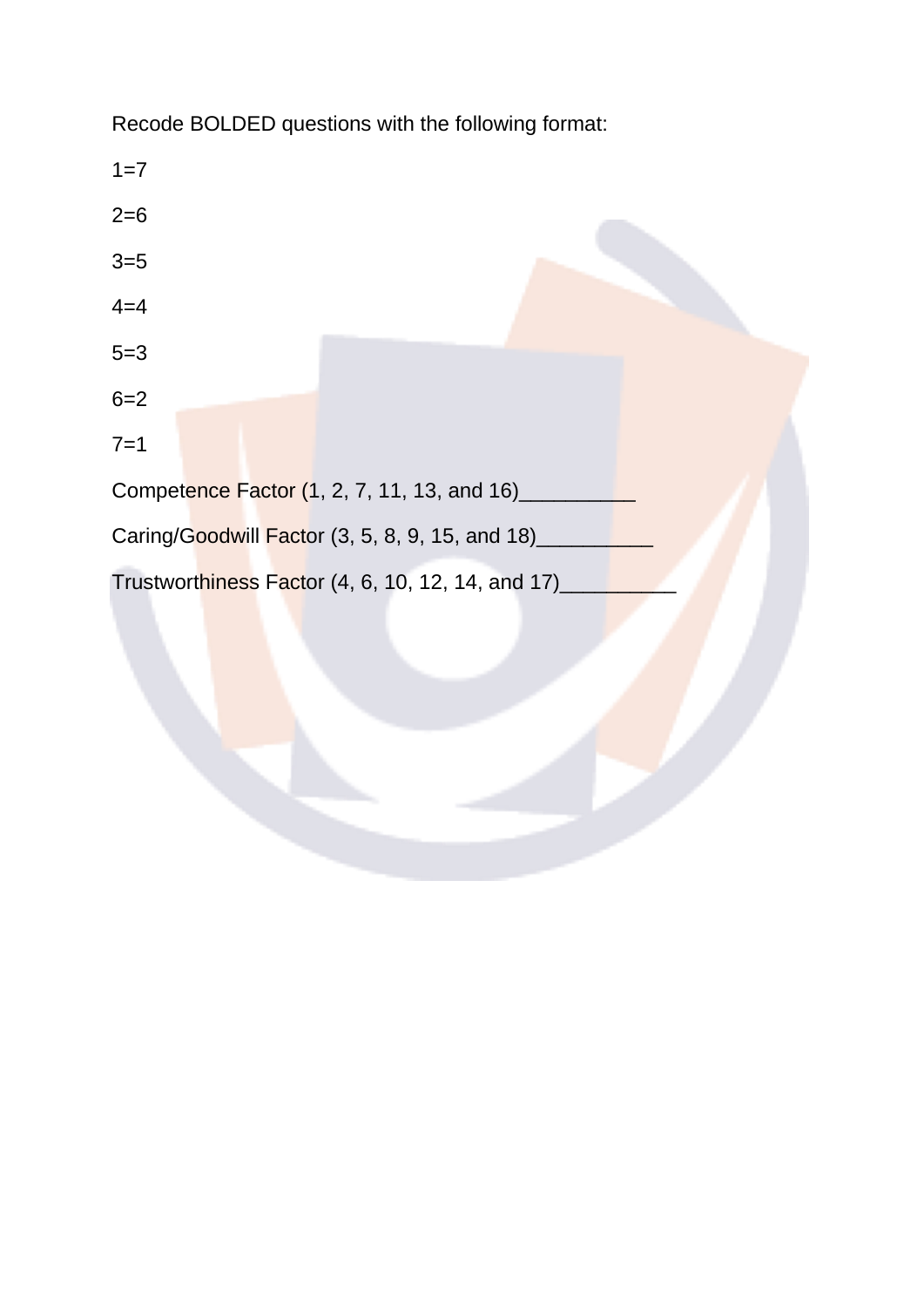Recode BOLDED questions with the following format:

1=7

2=6

3=5

4=4

5=3

6=2

7=1

Competence Factor (1, 2, 7, 11, 13, and 16)__________

Caring/Goodwill Factor (3, 5, 8, 9, 15, and 18)__________

Trustworthiness Factor (4, 6, 10, 12, 14, and 17)__________